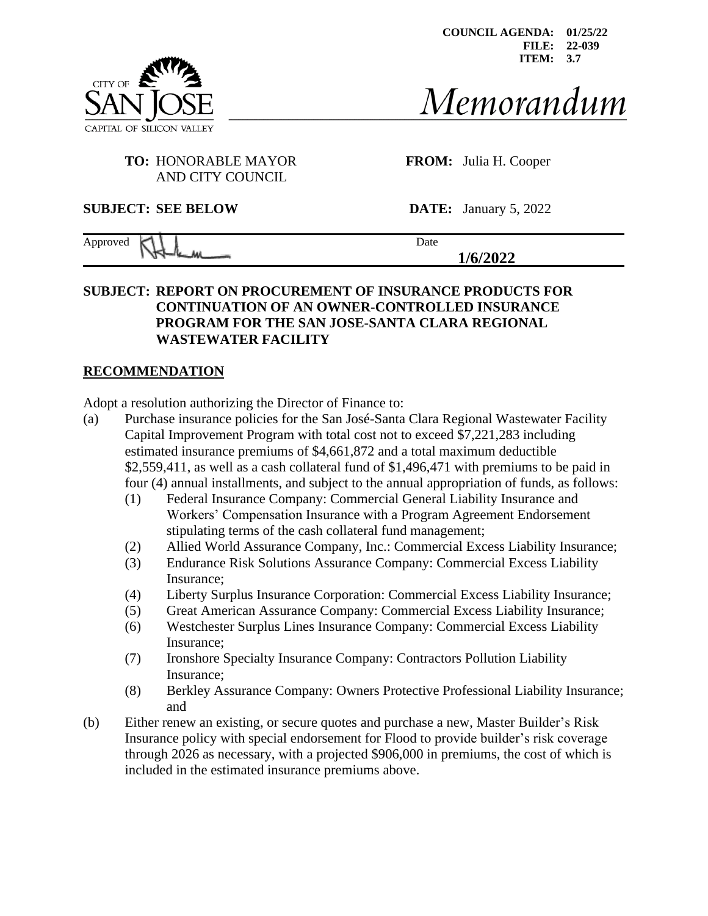COUNCIL AGENDA: 01/25/22
FILE: 22-039
ITEM: 3.7

CITY OF SAN JOSE
CAPITAL OF SILICON VALLEY

# Memorandum

**TO:** HONORABLE MAYOR AND CITY COUNCIL

**FROM:** Julia H. Cooper

**SUBJECT: SEE BELOW**

**DATE:** January 5, 2022

Approved

Date **1/6/2022**

## SUBJECT: REPORT ON PROCUREMENT OF INSURANCE PRODUCTS FOR CONTINUATION OF AN OWNER-CONTROLLED INSURANCE PROGRAM FOR THE SAN JOSE-SANTA CLARA REGIONAL WASTEWATER FACILITY

## RECOMMENDATION

Adopt a resolution authorizing the Director of Finance to:

(a) Purchase insurance policies for the San José-Santa Clara Regional Wastewater Facility Capital Improvement Program with total cost not to exceed $7,221,283 including estimated insurance premiums of $4,661,872 and a total maximum deductible $2,559,411, as well as a cash collateral fund of $1,496,471 with premiums to be paid in four (4) annual installments, and subject to the annual appropriation of funds, as follows:

   (1) Federal Insurance Company: Commercial General Liability Insurance and Workers' Compensation Insurance with a Program Agreement Endorsement stipulating terms of the cash collateral fund management;
   (2) Allied World Assurance Company, Inc.: Commercial Excess Liability Insurance;
   (3) Endurance Risk Solutions Assurance Company: Commercial Excess Liability Insurance;
   (4) Liberty Surplus Insurance Corporation: Commercial Excess Liability Insurance;
   (5) Great American Assurance Company: Commercial Excess Liability Insurance;
   (6) Westchester Surplus Lines Insurance Company: Commercial Excess Liability Insurance;
   (7) Ironshore Specialty Insurance Company: Contractors Pollution Liability Insurance;
   (8) Berkley Assurance Company: Owners Protective Professional Liability Insurance; and

(b) Either renew an existing, or secure quotes and purchase a new, Master Builder's Risk Insurance policy with special endorsement for Flood to provide builder's risk coverage through 2026 as necessary, with a projected $906,000 in premiums, the cost of which is included in the estimated insurance premiums above.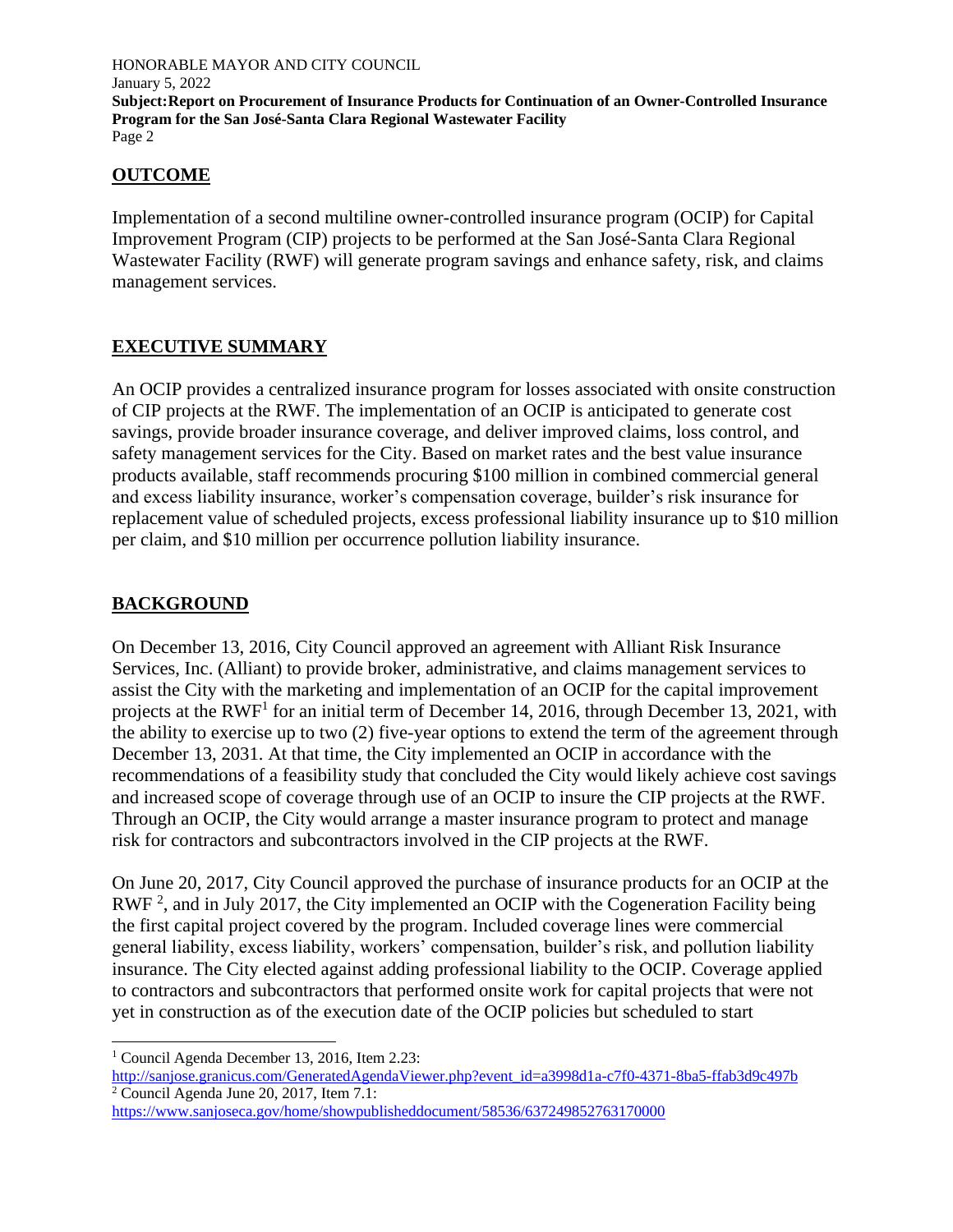## OUTCOME

Implementation of a second multiline owner-controlled insurance program (OCIP) for Capital Improvement Program (CIP) projects to be performed at the San José-Santa Clara Regional Wastewater Facility (RWF) will generate program savings and enhance safety, risk, and claims management services.

## EXECUTIVE SUMMARY

An OCIP provides a centralized insurance program for losses associated with onsite construction of CIP projects at the RWF. The implementation of an OCIP is anticipated to generate cost savings, provide broader insurance coverage, and deliver improved claims, loss control, and safety management services for the City. Based on market rates and the best value insurance products available, staff recommends procuring $100 million in combined commercial general and excess liability insurance, worker's compensation coverage, builder's risk insurance for replacement value of scheduled projects, excess professional liability insurance up to $10 million per claim, and $10 million per occurrence pollution liability insurance.

## BACKGROUND

On December 13, 2016, City Council approved an agreement with Alliant Risk Insurance Services, Inc. (Alliant) to provide broker, administrative, and claims management services to assist the City with the marketing and implementation of an OCIP for the capital improvement projects at the RWF[1] for an initial term of December 14, 2016, through December 13, 2021, with the ability to exercise up to two (2) five-year options to extend the term of the agreement through December 13, 2031. At that time, the City implemented an OCIP in accordance with the recommendations of a feasibility study that concluded the City would likely achieve cost savings and increased scope of coverage through use of an OCIP to insure the CIP projects at the RWF. Through an OCIP, the City would arrange a master insurance program to protect and manage risk for contractors and subcontractors involved in the CIP projects at the RWF.

On June 20, 2017, City Council approved the purchase of insurance products for an OCIP at the RWF [2], and in July 2017, the City implemented an OCIP with the Cogeneration Facility being the first capital project covered by the program. Included coverage lines were commercial general liability, excess liability, workers' compensation, builder's risk, and pollution liability insurance. The City elected against adding professional liability to the OCIP. Coverage applied to contractors and subcontractors that performed onsite work for capital projects that were not yet in construction as of the execution date of the OCIP policies but scheduled to start

---

[1] Council Agenda December 13, 2016, Item 2.23: http://sanjose.granicus.com/GeneratedAgendaViewer.php?event_id=a3998d1a-c7f0-4371-8ba5-ffab3d9c497b

[2] Council Agenda June 20, 2017, Item 7.1: https://www.sanjoseca.gov/home/showpublisheddocument/58536/637249852763170000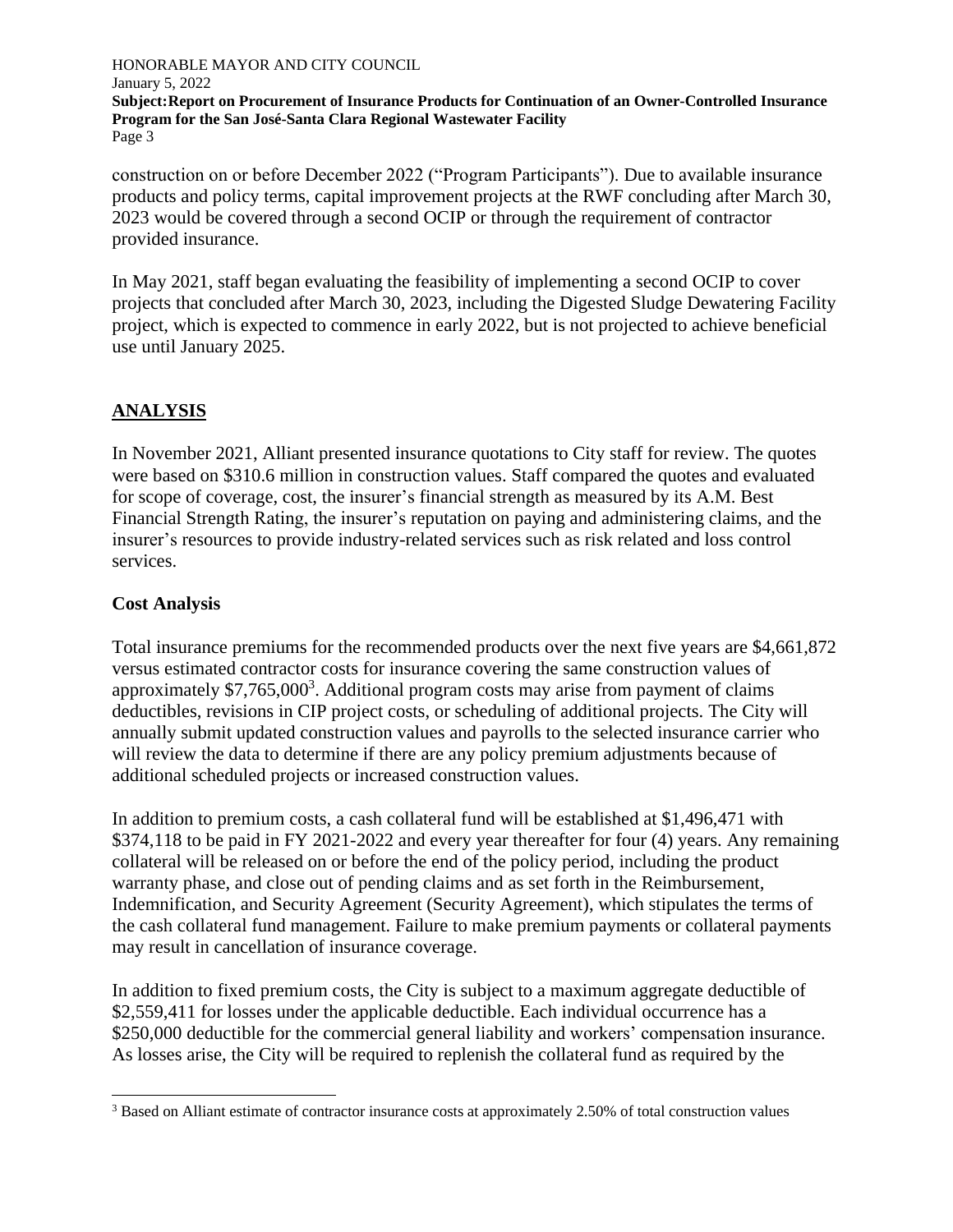construction on or before December 2022 ("Program Participants"). Due to available insurance products and policy terms, capital improvement projects at the RWF concluding after March 30, 2023 would be covered through a second OCIP or through the requirement of contractor provided insurance.

In May 2021, staff began evaluating the feasibility of implementing a second OCIP to cover projects that concluded after March 30, 2023, including the Digested Sludge Dewatering Facility project, which is expected to commence in early 2022, but is not projected to achieve beneficial use until January 2025.

## ANALYSIS

In November 2021, Alliant presented insurance quotations to City staff for review. The quotes were based on \$310.6 million in construction values. Staff compared the quotes and evaluated for scope of coverage, cost, the insurer's financial strength as measured by its A.M. Best Financial Strength Rating, the insurer's reputation on paying and administering claims, and the insurer's resources to provide industry-related services such as risk related and loss control services.

### Cost Analysis

Total insurance premiums for the recommended products over the next five years are \$4,661,872 versus estimated contractor costs for insurance covering the same construction values of approximately \$7,765,000[3]. Additional program costs may arise from payment of claims deductibles, revisions in CIP project costs, or scheduling of additional projects. The City will annually submit updated construction values and payrolls to the selected insurance carrier who will review the data to determine if there are any policy premium adjustments because of additional scheduled projects or increased construction values.

In addition to premium costs, a cash collateral fund will be established at \$1,496,471 with \$374,118 to be paid in FY 2021-2022 and every year thereafter for four (4) years. Any remaining collateral will be released on or before the end of the policy period, including the product warranty phase, and close out of pending claims and as set forth in the Reimbursement, Indemnification, and Security Agreement (Security Agreement), which stipulates the terms of the cash collateral fund management. Failure to make premium payments or collateral payments may result in cancellation of insurance coverage.

In addition to fixed premium costs, the City is subject to a maximum aggregate deductible of \$2,559,411 for losses under the applicable deductible. Each individual occurrence has a \$250,000 deductible for the commercial general liability and workers' compensation insurance. As losses arise, the City will be required to replenish the collateral fund as required by the

[3] Based on Alliant estimate of contractor insurance costs at approximately 2.50% of total construction values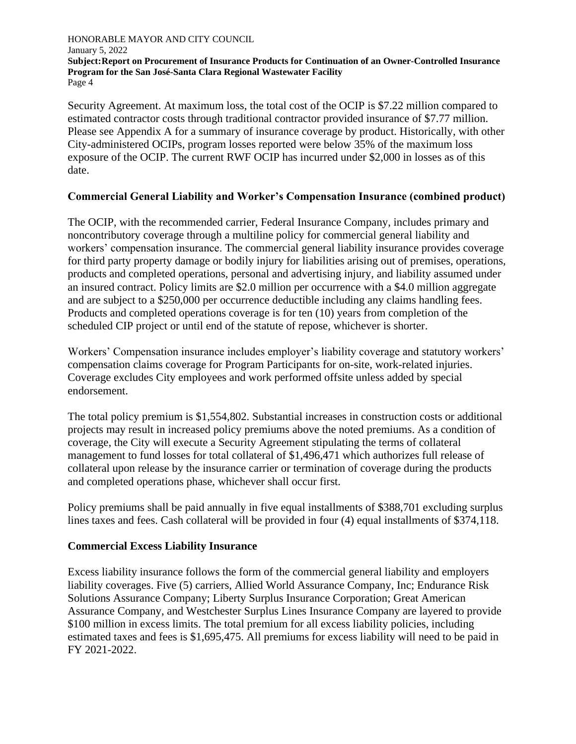Security Agreement. At maximum loss, the total cost of the OCIP is $7.22 million compared to estimated contractor costs through traditional contractor provided insurance of $7.77 million. Please see Appendix A for a summary of insurance coverage by product. Historically, with other City-administered OCIPs, program losses reported were below 35% of the maximum loss exposure of the OCIP. The current RWF OCIP has incurred under $2,000 in losses as of this date.

### Commercial General Liability and Worker's Compensation Insurance (combined product)

The OCIP, with the recommended carrier, Federal Insurance Company, includes primary and noncontributory coverage through a multiline policy for commercial general liability and workers' compensation insurance. The commercial general liability insurance provides coverage for third party property damage or bodily injury for liabilities arising out of premises, operations, products and completed operations, personal and advertising injury, and liability assumed under an insured contract. Policy limits are $2.0 million per occurrence with a $4.0 million aggregate and are subject to a $250,000 per occurrence deductible including any claims handling fees. Products and completed operations coverage is for ten (10) years from completion of the scheduled CIP project or until end of the statute of repose, whichever is shorter.

Workers' Compensation insurance includes employer's liability coverage and statutory workers' compensation claims coverage for Program Participants for on-site, work-related injuries. Coverage excludes City employees and work performed offsite unless added by special endorsement.

The total policy premium is $1,554,802. Substantial increases in construction costs or additional projects may result in increased policy premiums above the noted premiums. As a condition of coverage, the City will execute a Security Agreement stipulating the terms of collateral management to fund losses for total collateral of $1,496,471 which authorizes full release of collateral upon release by the insurance carrier or termination of coverage during the products and completed operations phase, whichever shall occur first.

Policy premiums shall be paid annually in five equal installments of $388,701 excluding surplus lines taxes and fees. Cash collateral will be provided in four (4) equal installments of $374,118.

### Commercial Excess Liability Insurance

Excess liability insurance follows the form of the commercial general liability and employers liability coverages. Five (5) carriers, Allied World Assurance Company, Inc; Endurance Risk Solutions Assurance Company; Liberty Surplus Insurance Corporation; Great American Assurance Company, and Westchester Surplus Lines Insurance Company are layered to provide $100 million in excess limits. The total premium for all excess liability policies, including estimated taxes and fees is $1,695,475. All premiums for excess liability will need to be paid in FY 2021-2022.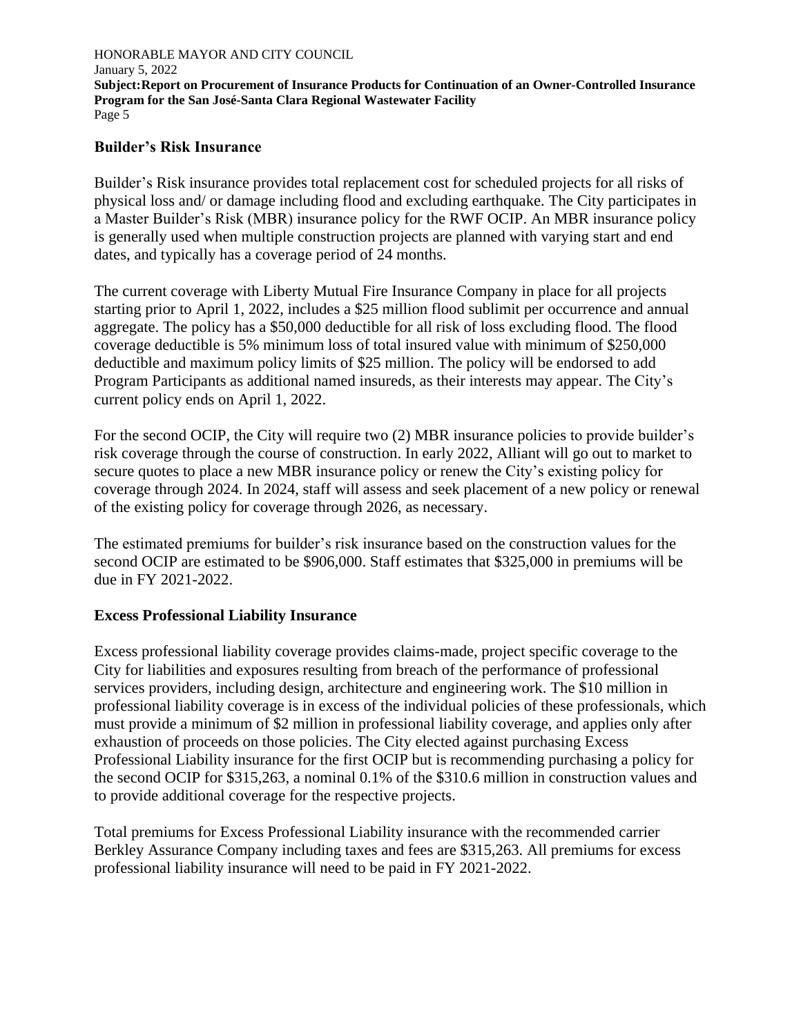## Builder's Risk Insurance

Builder's Risk insurance provides total replacement cost for scheduled projects for all risks of physical loss and/ or damage including flood and excluding earthquake. The City participates in a Master Builder's Risk (MBR) insurance policy for the RWF OCIP. An MBR insurance policy is generally used when multiple construction projects are planned with varying start and end dates, and typically has a coverage period of 24 months.

The current coverage with Liberty Mutual Fire Insurance Company in place for all projects starting prior to April 1, 2022, includes a $25 million flood sublimit per occurrence and annual aggregate. The policy has a $50,000 deductible for all risk of loss excluding flood. The flood coverage deductible is 5% minimum loss of total insured value with minimum of $250,000 deductible and maximum policy limits of $25 million. The policy will be endorsed to add Program Participants as additional named insureds, as their interests may appear. The City's current policy ends on April 1, 2022.

For the second OCIP, the City will require two (2) MBR insurance policies to provide builder's risk coverage through the course of construction. In early 2022, Alliant will go out to market to secure quotes to place a new MBR insurance policy or renew the City's existing policy for coverage through 2024. In 2024, staff will assess and seek placement of a new policy or renewal of the existing policy for coverage through 2026, as necessary.

The estimated premiums for builder's risk insurance based on the construction values for the second OCIP are estimated to be $906,000. Staff estimates that $325,000 in premiums will be due in FY 2021-2022.

## Excess Professional Liability Insurance

Excess professional liability coverage provides claims-made, project specific coverage to the City for liabilities and exposures resulting from breach of the performance of professional services providers, including design, architecture and engineering work. The $10 million in professional liability coverage is in excess of the individual policies of these professionals, which must provide a minimum of $2 million in professional liability coverage, and applies only after exhaustion of proceeds on those policies. The City elected against purchasing Excess Professional Liability insurance for the first OCIP but is recommending purchasing a policy for the second OCIP for $315,263, a nominal 0.1% of the $310.6 million in construction values and to provide additional coverage for the respective projects.

Total premiums for Excess Professional Liability insurance with the recommended carrier Berkley Assurance Company including taxes and fees are $315,263. All premiums for excess professional liability insurance will need to be paid in FY 2021-2022.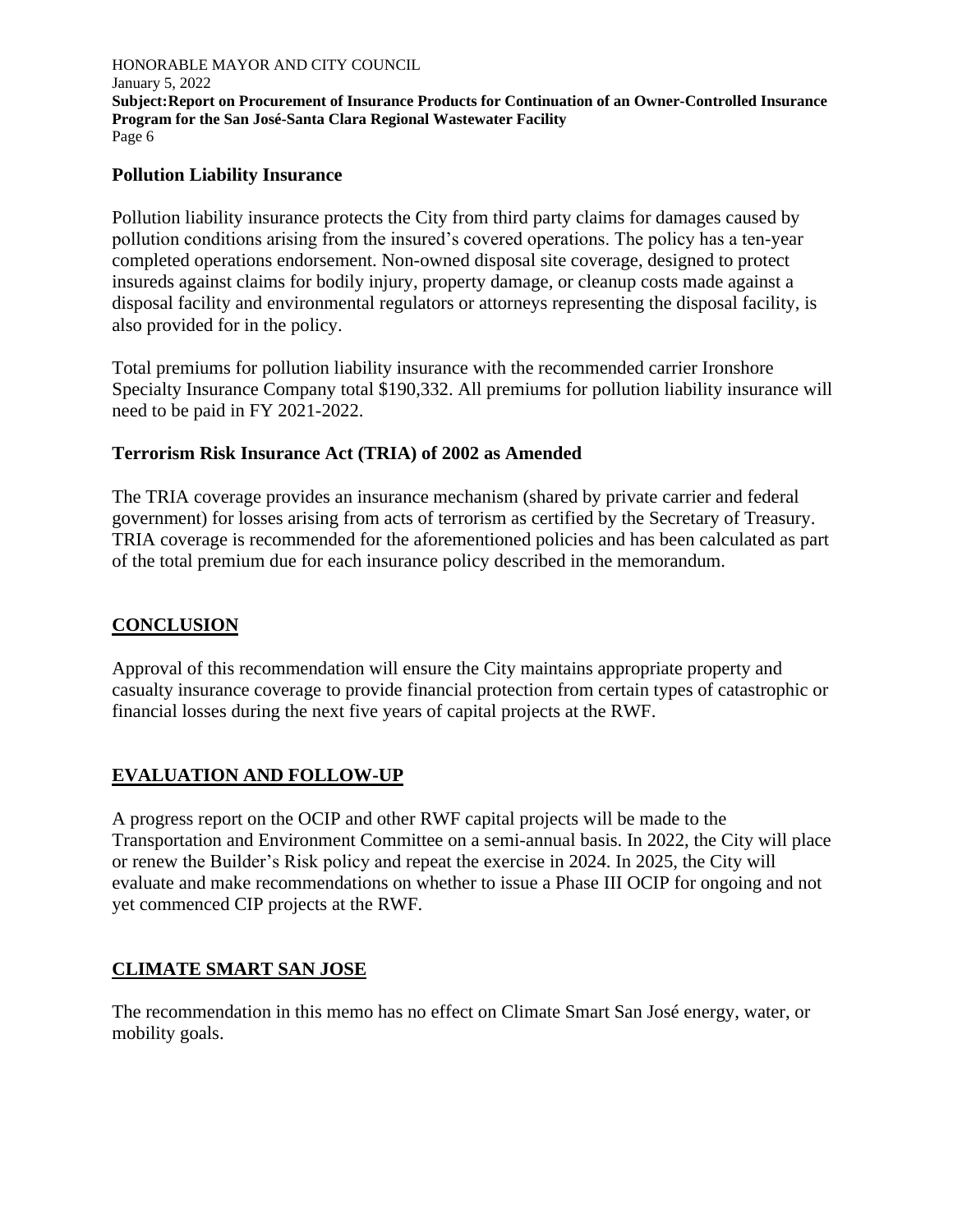### Pollution Liability Insurance

Pollution liability insurance protects the City from third party claims for damages caused by pollution conditions arising from the insured's covered operations. The policy has a ten-year completed operations endorsement. Non-owned disposal site coverage, designed to protect insureds against claims for bodily injury, property damage, or cleanup costs made against a disposal facility and environmental regulators or attorneys representing the disposal facility, is also provided for in the policy.

Total premiums for pollution liability insurance with the recommended carrier Ironshore Specialty Insurance Company total $190,332. All premiums for pollution liability insurance will need to be paid in FY 2021-2022.

### Terrorism Risk Insurance Act (TRIA) of 2002 as Amended

The TRIA coverage provides an insurance mechanism (shared by private carrier and federal government) for losses arising from acts of terrorism as certified by the Secretary of Treasury. TRIA coverage is recommended for the aforementioned policies and has been calculated as part of the total premium due for each insurance policy described in the memorandum.

## CONCLUSION

Approval of this recommendation will ensure the City maintains appropriate property and casualty insurance coverage to provide financial protection from certain types of catastrophic or financial losses during the next five years of capital projects at the RWF.

## EVALUATION AND FOLLOW-UP

A progress report on the OCIP and other RWF capital projects will be made to the Transportation and Environment Committee on a semi-annual basis. In 2022, the City will place or renew the Builder's Risk policy and repeat the exercise in 2024. In 2025, the City will evaluate and make recommendations on whether to issue a Phase III OCIP for ongoing and not yet commenced CIP projects at the RWF.

## CLIMATE SMART SAN JOSE

The recommendation in this memo has no effect on Climate Smart San José energy, water, or mobility goals.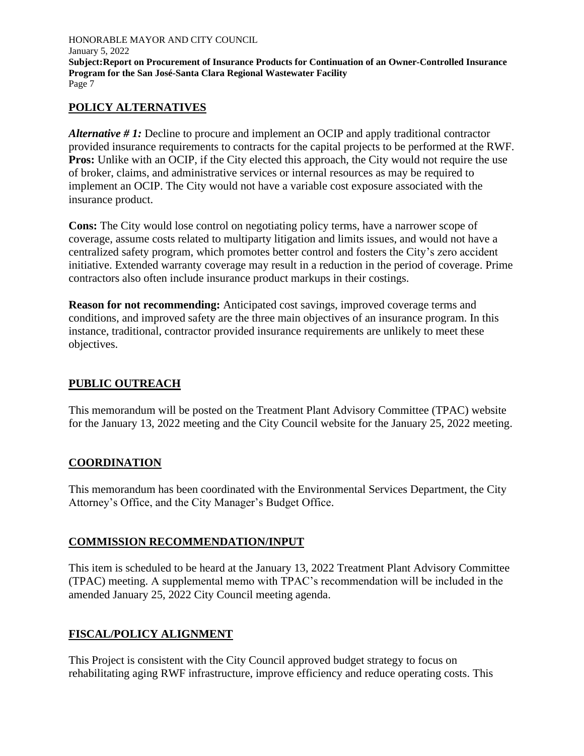## POLICY ALTERNATIVES

***Alternative # 1:*** Decline to procure and implement an OCIP and apply traditional contractor provided insurance requirements to contracts for the capital projects to be performed at the RWF. **Pros:** Unlike with an OCIP, if the City elected this approach, the City would not require the use of broker, claims, and administrative services or internal resources as may be required to implement an OCIP. The City would not have a variable cost exposure associated with the insurance product.

**Cons:** The City would lose control on negotiating policy terms, have a narrower scope of coverage, assume costs related to multiparty litigation and limits issues, and would not have a centralized safety program, which promotes better control and fosters the City's zero accident initiative. Extended warranty coverage may result in a reduction in the period of coverage. Prime contractors also often include insurance product markups in their costings.

**Reason for not recommending:** Anticipated cost savings, improved coverage terms and conditions, and improved safety are the three main objectives of an insurance program. In this instance, traditional, contractor provided insurance requirements are unlikely to meet these objectives.

## PUBLIC OUTREACH

This memorandum will be posted on the Treatment Plant Advisory Committee (TPAC) website for the January 13, 2022 meeting and the City Council website for the January 25, 2022 meeting.

## COORDINATION

This memorandum has been coordinated with the Environmental Services Department, the City Attorney's Office, and the City Manager's Budget Office.

## COMMISSION RECOMMENDATION/INPUT

This item is scheduled to be heard at the January 13, 2022 Treatment Plant Advisory Committee (TPAC) meeting. A supplemental memo with TPAC's recommendation will be included in the amended January 25, 2022 City Council meeting agenda.

## FISCAL/POLICY ALIGNMENT

This Project is consistent with the City Council approved budget strategy to focus on rehabilitating aging RWF infrastructure, improve efficiency and reduce operating costs. This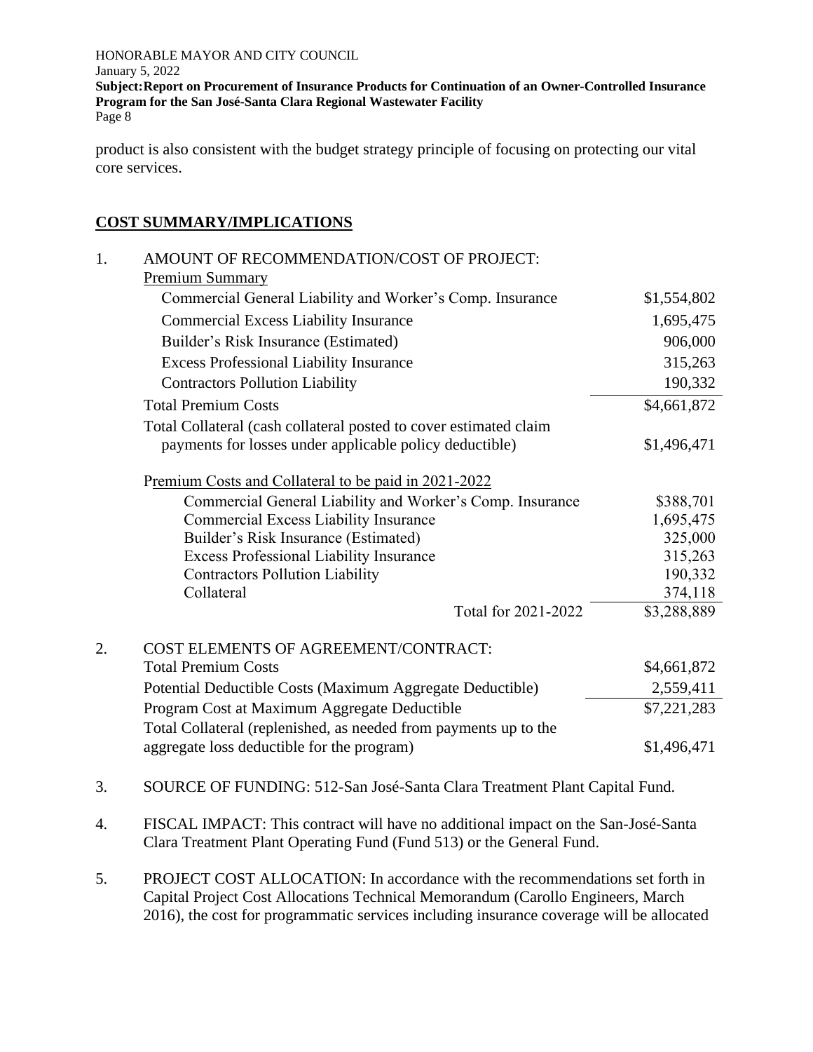product is also consistent with the budget strategy principle of focusing on protecting our vital core services.

## COST SUMMARY/IMPLICATIONS

1. AMOUNT OF RECOMMENDATION/COST OF PROJECT:

   Premium Summary

| | |
|---|---|
| Commercial General Liability and Worker's Comp. Insurance | $1,554,802 |
| Commercial Excess Liability Insurance | 1,695,475 |
| Builder's Risk Insurance (Estimated) | 906,000 |
| Excess Professional Liability Insurance | 315,263 |
| Contractors Pollution Liability | 190,332 |
| Total Premium Costs | $4,661,872 |
| Total Collateral (cash collateral posted to cover estimated claim payments for losses under applicable policy deductible) | $1,496,471 |

   Premium Costs and Collateral to be paid in 2021-2022

| | |
|---|---|
| Commercial General Liability and Worker's Comp. Insurance | $388,701 |
| Commercial Excess Liability Insurance | 1,695,475 |
| Builder's Risk Insurance (Estimated) | 325,000 |
| Excess Professional Liability Insurance | 315,263 |
| Contractors Pollution Liability | 190,332 |
| Collateral | 374,118 |
| Total for 2021-2022 | $3,288,889 |

2. COST ELEMENTS OF AGREEMENT/CONTRACT:

| | |
|---|---|
| Total Premium Costs | $4,661,872 |
| Potential Deductible Costs (Maximum Aggregate Deductible) | 2,559,411 |
| Program Cost at Maximum Aggregate Deductible | $7,221,283 |
| Total Collateral (replenished, as needed from payments up to the aggregate loss deductible for the program) | $1,496,471 |

3. SOURCE OF FUNDING: 512-San José-Santa Clara Treatment Plant Capital Fund.

4. FISCAL IMPACT: This contract will have no additional impact on the San-José-Santa Clara Treatment Plant Operating Fund (Fund 513) or the General Fund.

5. PROJECT COST ALLOCATION: In accordance with the recommendations set forth in Capital Project Cost Allocations Technical Memorandum (Carollo Engineers, March 2016), the cost for programmatic services including insurance coverage will be allocated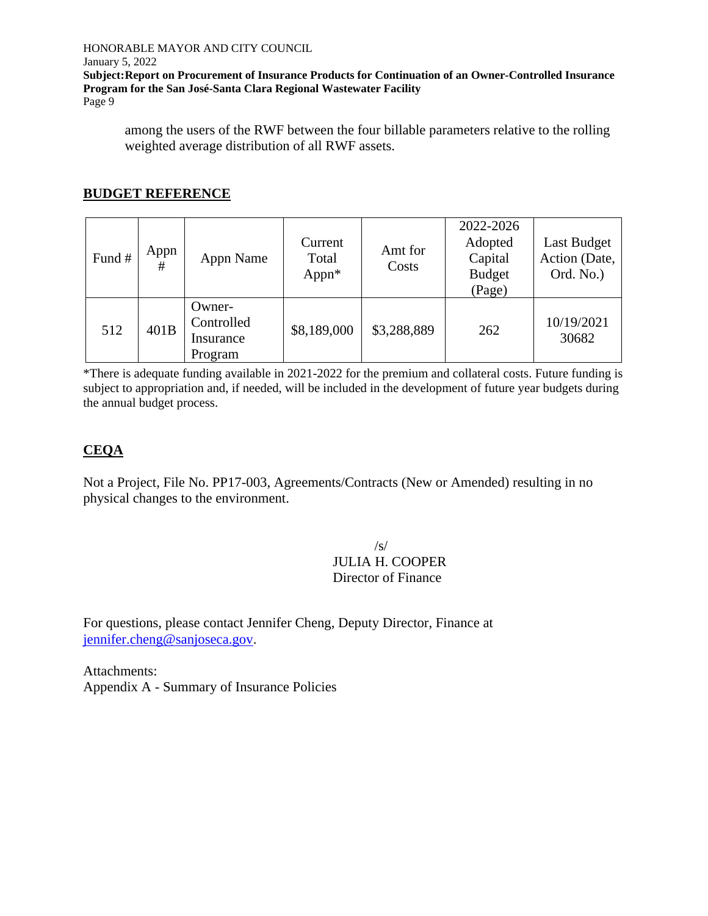among the users of the RWF between the four billable parameters relative to the rolling weighted average distribution of all RWF assets.

## BUDGET REFERENCE

| Fund # | Appn # | Appn Name | Current Total Appn* | Amt for Costs | 2022-2026 Adopted Capital Budget (Page) | Last Budget Action (Date, Ord. No.) |
|---|---|---|---|---|---|---|
| 512 | 401B | Owner-Controlled Insurance Program | $8,189,000 | $3,288,889 | 262 | 10/19/2021 30682 |

*There is adequate funding available in 2021-2022 for the premium and collateral costs. Future funding is subject to appropriation and, if needed, will be included in the development of future year budgets during the annual budget process.

## CEQA

Not a Project, File No. PP17-003, Agreements/Contracts (New or Amended) resulting in no physical changes to the environment.

/s/
JULIA H. COOPER
Director of Finance

For questions, please contact Jennifer Cheng, Deputy Director, Finance at jennifer.cheng@sanjoseca.gov.

Attachments:
Appendix A - Summary of Insurance Policies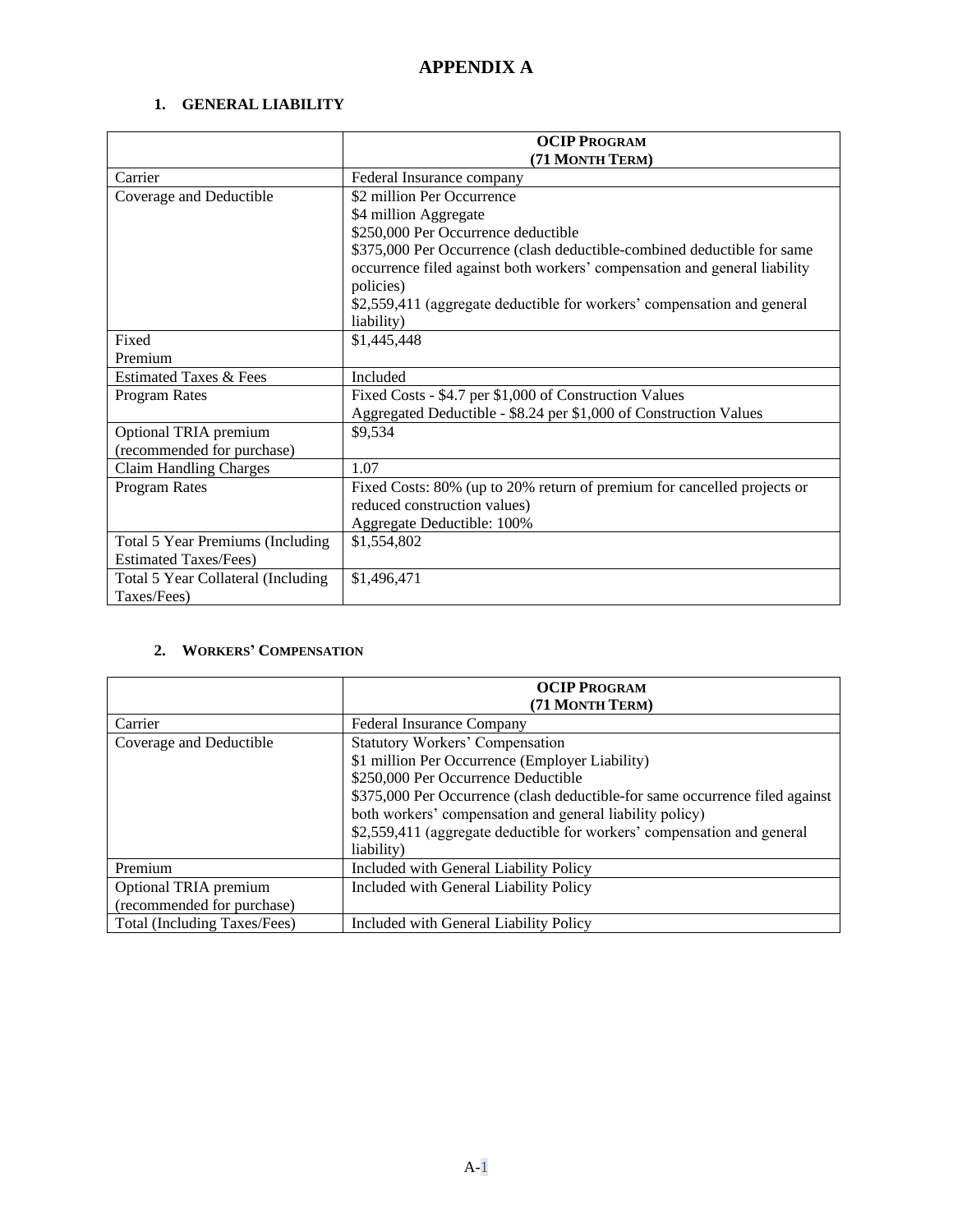# APPENDIX A

## 1. GENERAL LIABILITY

| | OCIP PROGRAM<br>(71 MONTH TERM) |
|---|---|
| Carrier | Federal Insurance company |
| Coverage and Deductible | \$2 million Per Occurrence<br>\$4 million Aggregate<br>\$250,000 Per Occurrence deductible<br>\$375,000 Per Occurrence (clash deductible-combined deductible for same occurrence filed against both workers' compensation and general liability policies)<br>\$2,559,411 (aggregate deductible for workers' compensation and general liability) |
| Fixed Premium | \$1,445,448 |
| Estimated Taxes & Fees | Included |
| Program Rates | Fixed Costs - \$4.7 per \$1,000 of Construction Values<br>Aggregated Deductible - \$8.24 per \$1,000 of Construction Values |
| Optional TRIA premium (recommended for purchase) | \$9,534 |
| Claim Handling Charges | 1.07 |
| Program Rates | Fixed Costs: 80% (up to 20% return of premium for cancelled projects or reduced construction values)<br>Aggregate Deductible: 100% |
| Total 5 Year Premiums (Including Estimated Taxes/Fees) | \$1,554,802 |
| Total 5 Year Collateral (Including Taxes/Fees) | \$1,496,471 |

## 2. WORKERS' COMPENSATION

| | OCIP PROGRAM<br>(71 MONTH TERM) |
|---|---|
| Carrier | Federal Insurance Company |
| Coverage and Deductible | Statutory Workers' Compensation<br>\$1 million Per Occurrence (Employer Liability)<br>\$250,000 Per Occurrence Deductible<br>\$375,000 Per Occurrence (clash deductible-for same occurrence filed against both workers' compensation and general liability policy)<br>\$2,559,411 (aggregate deductible for workers' compensation and general liability) |
| Premium | Included with General Liability Policy |
| Optional TRIA premium (recommended for purchase) | Included with General Liability Policy |
| Total (Including Taxes/Fees) | Included with General Liability Policy |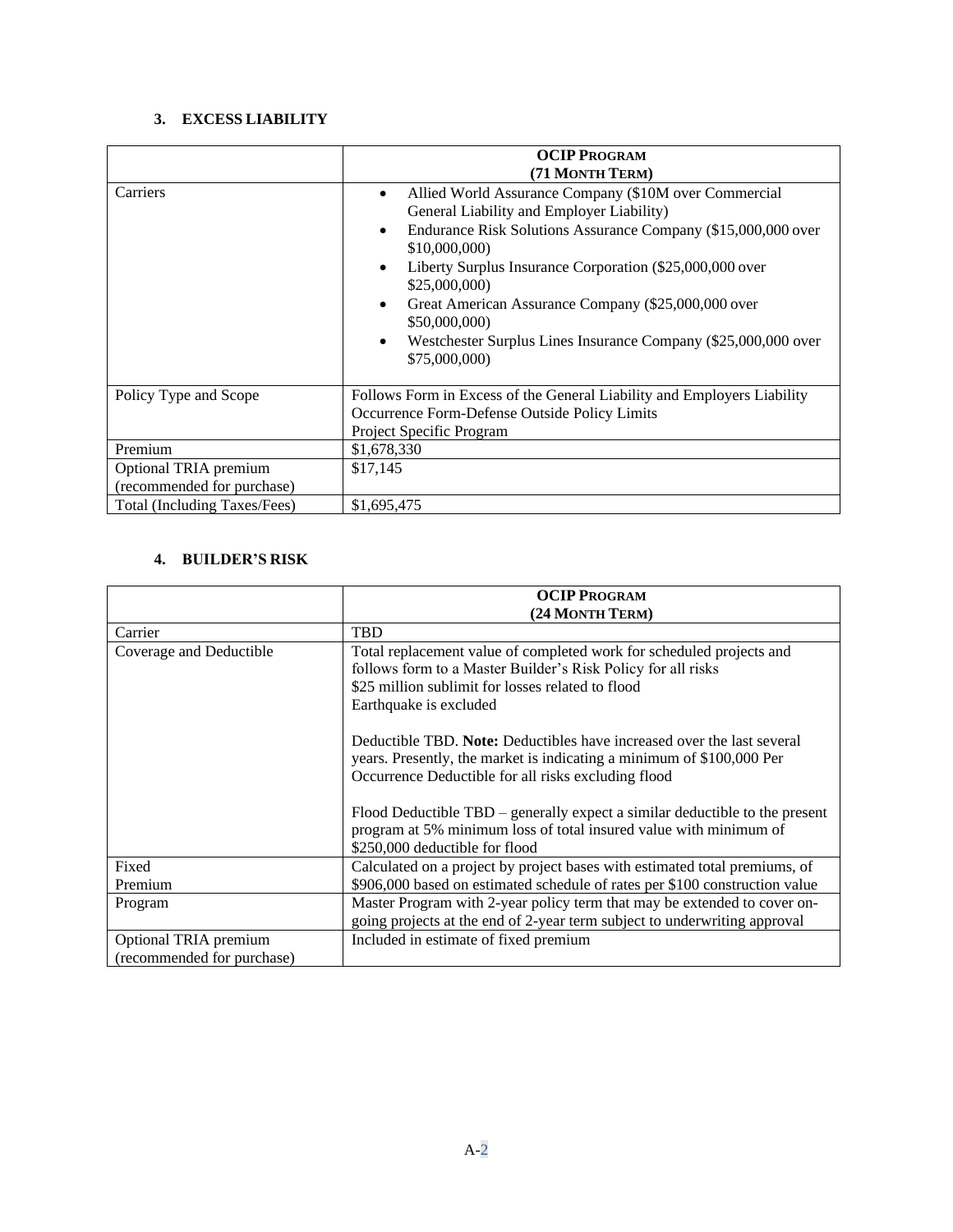### 3. EXCESS LIABILITY

| | **OCIP PROGRAM (71 MONTH TERM)** |
|---|---|
| Carriers | • Allied World Assurance Company ($10M over Commercial General Liability and Employer Liability)<br>• Endurance Risk Solutions Assurance Company ($15,000,000 over $10,000,000)<br>• Liberty Surplus Insurance Corporation ($25,000,000 over $25,000,000)<br>• Great American Assurance Company ($25,000,000 over $50,000,000)<br>• Westchester Surplus Lines Insurance Company ($25,000,000 over $75,000,000) |
| Policy Type and Scope | Follows Form in Excess of the General Liability and Employers Liability<br>Occurrence Form-Defense Outside Policy Limits<br>Project Specific Program |
| Premium | $1,678,330 |
| Optional TRIA premium (recommended for purchase) | $17,145 |
| Total (Including Taxes/Fees) | $1,695,475 |

### 4. BUILDER'S RISK

| | **OCIP PROGRAM (24 MONTH TERM)** |
|---|---|
| Carrier | TBD |
| Coverage and Deductible | Total replacement value of completed work for scheduled projects and follows form to a Master Builder's Risk Policy for all risks<br>$25 million sublimit for losses related to flood<br>Earthquake is excluded<br><br>Deductible TBD. **Note:** Deductibles have increased over the last several years. Presently, the market is indicating a minimum of $100,000 Per Occurrence Deductible for all risks excluding flood<br><br>Flood Deductible TBD – generally expect a similar deductible to the present program at 5% minimum loss of total insured value with minimum of $250,000 deductible for flood |
| Fixed Premium | Calculated on a project by project bases with estimated total premiums, of $906,000 based on estimated schedule of rates per $100 construction value |
| Program | Master Program with 2-year policy term that may be extended to cover on-going projects at the end of 2-year term subject to underwriting approval |
| Optional TRIA premium (recommended for purchase) | Included in estimate of fixed premium |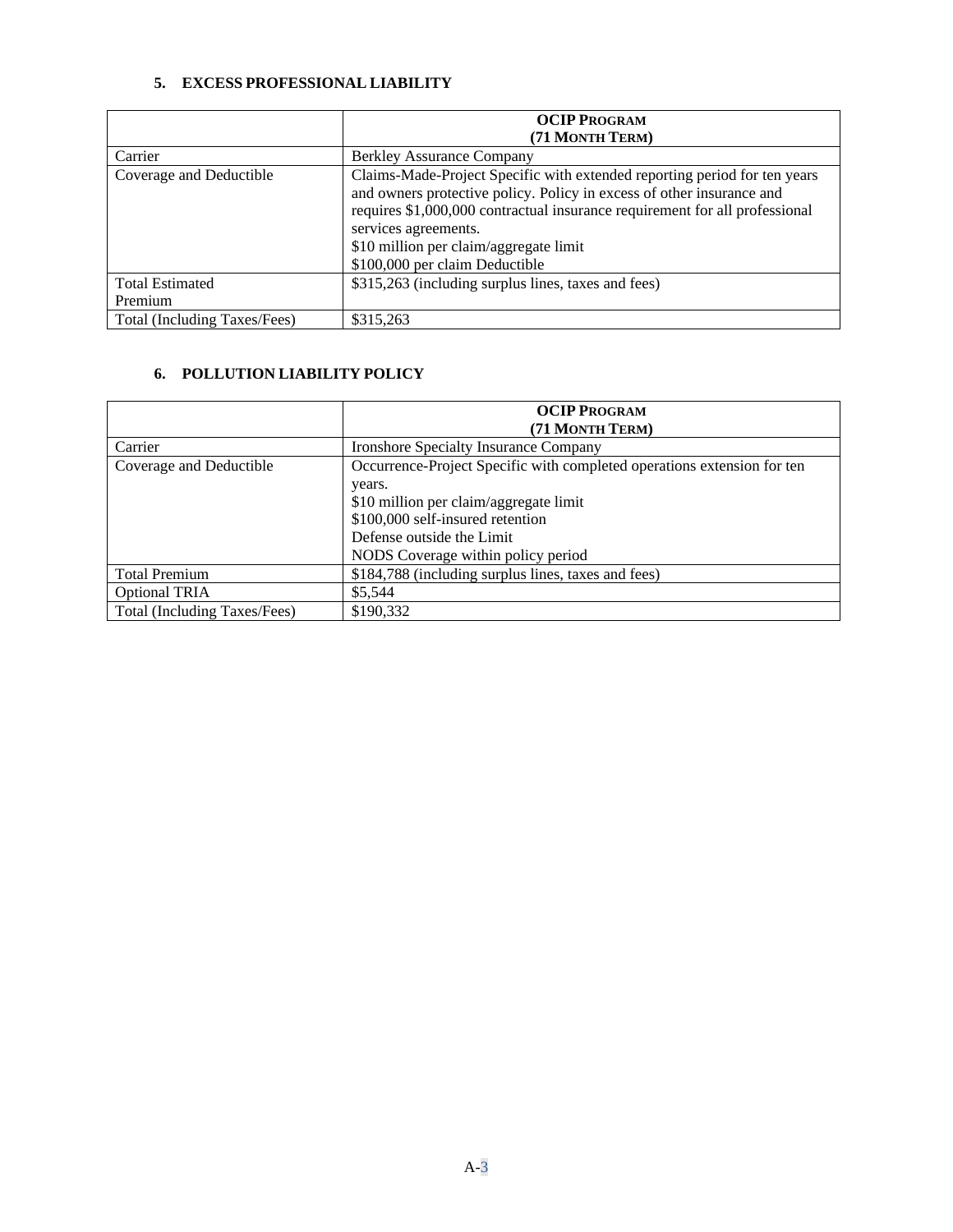## 5. EXCESS PROFESSIONAL LIABILITY

| | OCIP PROGRAM (71 MONTH TERM) |
|---|---|
| Carrier | Berkley Assurance Company |
| Coverage and Deductible | Claims-Made-Project Specific with extended reporting period for ten years and owners protective policy. Policy in excess of other insurance and requires $1,000,000 contractual insurance requirement for all professional services agreements.<br>$10 million per claim/aggregate limit<br>$100,000 per claim Deductible |
| Total Estimated Premium | $315,263 (including surplus lines, taxes and fees) |
| Total (Including Taxes/Fees) | $315,263 |

## 6. POLLUTION LIABILITY POLICY

| | OCIP PROGRAM (71 MONTH TERM) |
|---|---|
| Carrier | Ironshore Specialty Insurance Company |
| Coverage and Deductible | Occurrence-Project Specific with completed operations extension for ten years.<br>$10 million per claim/aggregate limit<br>$100,000 self-insured retention<br>Defense outside the Limit<br>NODS Coverage within policy period |
| Total Premium | $184,788 (including surplus lines, taxes and fees) |
| Optional TRIA | $5,544 |
| Total (Including Taxes/Fees) | $190,332 |